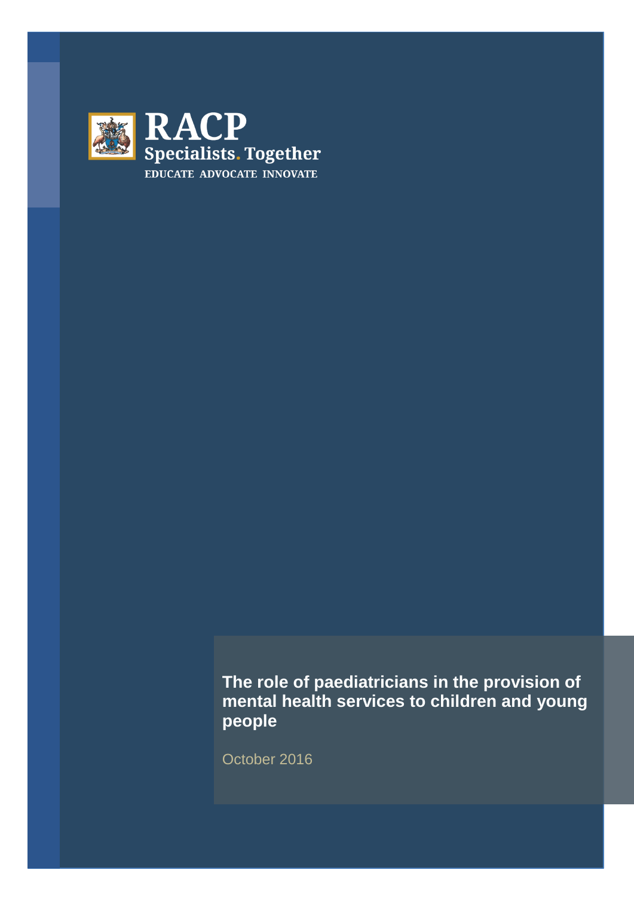RACP

Specialists. Together

EDUCATE ADVOCATE INNOVATE

# The role of paediatricians in the provision of mental health services to children and young people

October 2016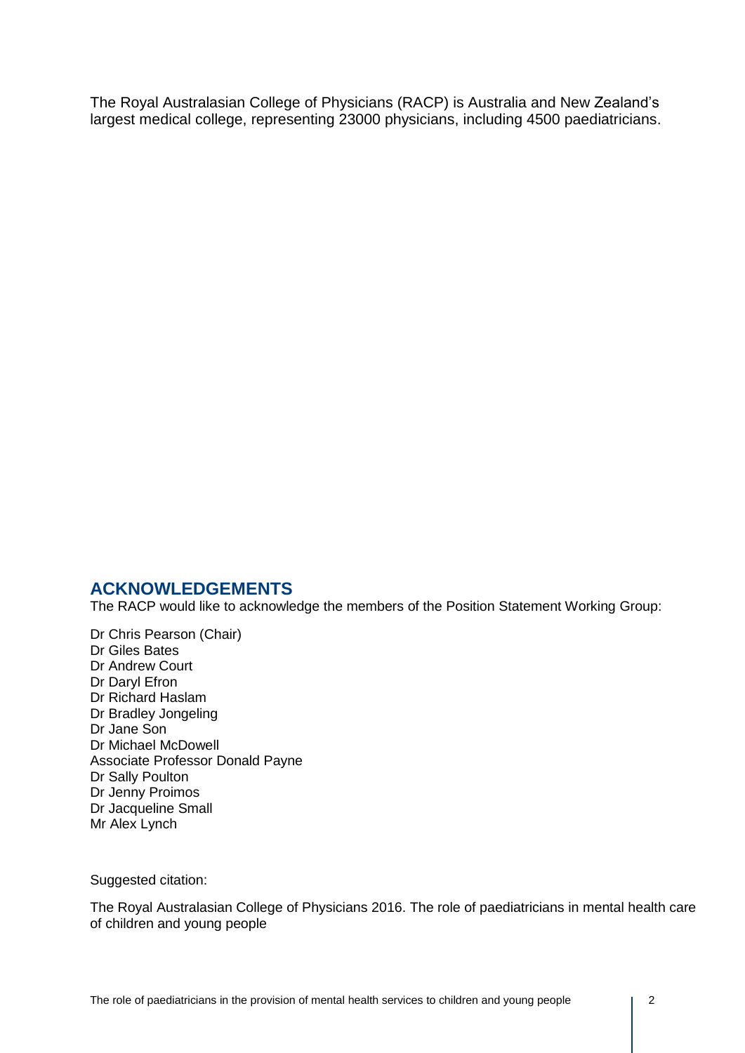The Royal Australasian College of Physicians (RACP) is Australia and New Zealand's largest medical college, representing 23000 physicians, including 4500 paediatricians.

## ACKNOWLEDGEMENTS

The RACP would like to acknowledge the members of the Position Statement Working Group:

Dr Chris Pearson (Chair)
Dr Giles Bates
Dr Andrew Court
Dr Daryl Efron
Dr Richard Haslam
Dr Bradley Jongeling
Dr Jane Son
Dr Michael McDowell
Associate Professor Donald Payne
Dr Sally Poulton
Dr Jenny Proimos
Dr Jacqueline Small
Mr Alex Lynch

Suggested citation:

The Royal Australasian College of Physicians 2016. The role of paediatricians in mental health care of children and young people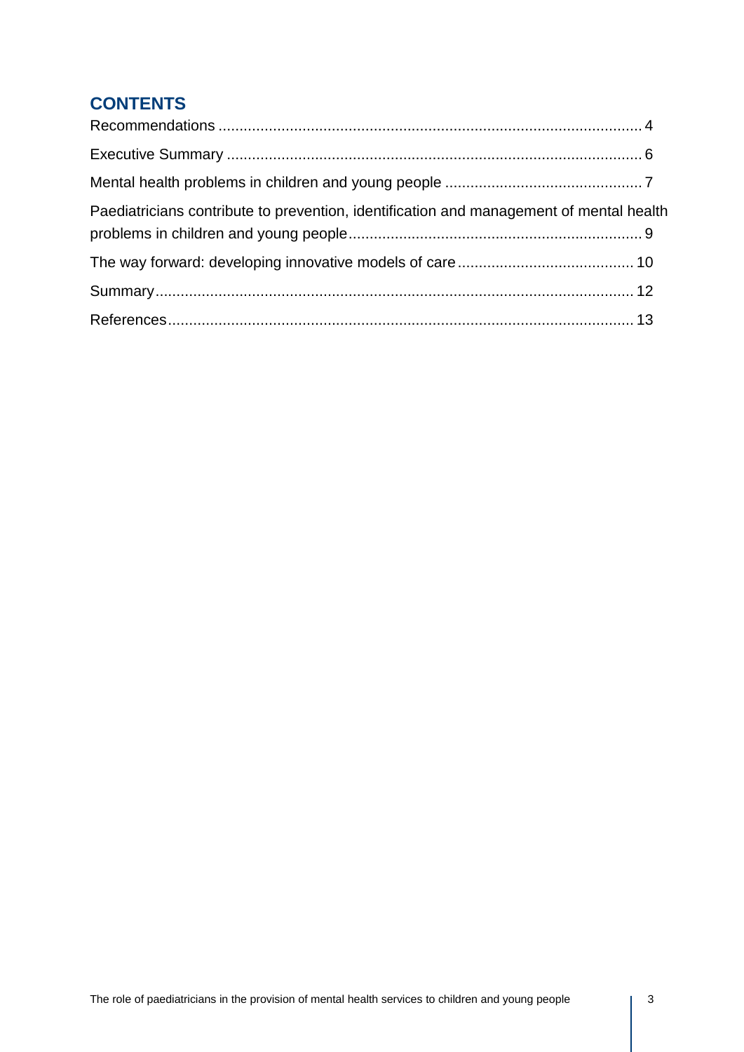## CONTENTS

Recommendations .................................................................................................... 4

Executive Summary .................................................................................................. 6

Mental health problems in children and young people ............................................... 7

Paediatricians contribute to prevention, identification and management of mental health problems in children and young people ..................................................................... 9

The way forward: developing innovative models of care ......................................... 10

Summary................................................................................................................ 12

References............................................................................................................. 13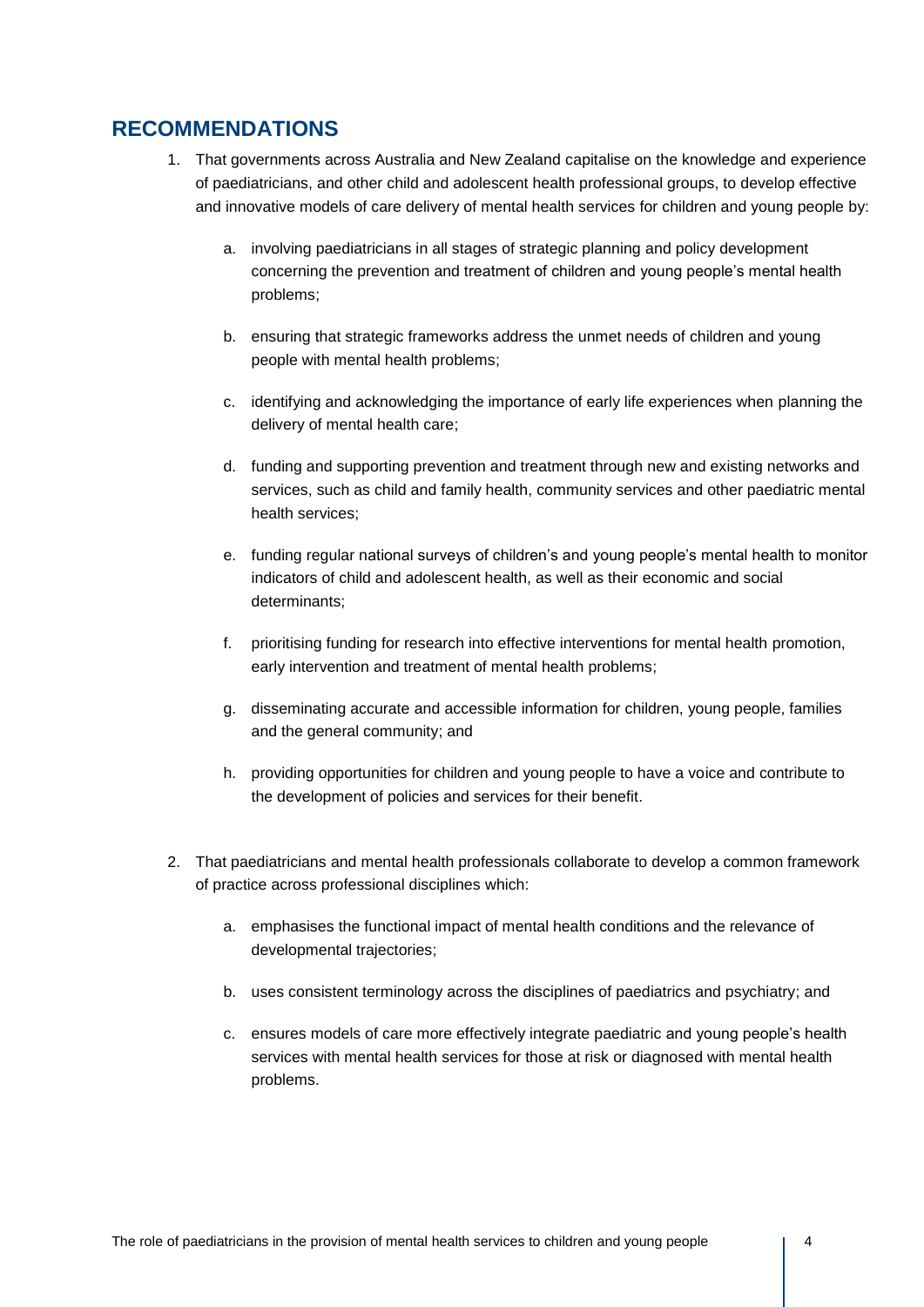## RECOMMENDATIONS

1. That governments across Australia and New Zealand capitalise on the knowledge and experience of paediatricians, and other child and adolescent health professional groups, to develop effective and innovative models of care delivery of mental health services for children and young people by:

   a. involving paediatricians in all stages of strategic planning and policy development concerning the prevention and treatment of children and young people's mental health problems;

   b. ensuring that strategic frameworks address the unmet needs of children and young people with mental health problems;

   c. identifying and acknowledging the importance of early life experiences when planning the delivery of mental health care;

   d. funding and supporting prevention and treatment through new and existing networks and services, such as child and family health, community services and other paediatric mental health services;

   e. funding regular national surveys of children's and young people's mental health to monitor indicators of child and adolescent health, as well as their economic and social determinants;

   f. prioritising funding for research into effective interventions for mental health promotion, early intervention and treatment of mental health problems;

   g. disseminating accurate and accessible information for children, young people, families and the general community; and

   h. providing opportunities for children and young people to have a voice and contribute to the development of policies and services for their benefit.

2. That paediatricians and mental health professionals collaborate to develop a common framework of practice across professional disciplines which:

   a. emphasises the functional impact of mental health conditions and the relevance of developmental trajectories;

   b. uses consistent terminology across the disciplines of paediatrics and psychiatry; and

   c. ensures models of care more effectively integrate paediatric and young people's health services with mental health services for those at risk or diagnosed with mental health problems.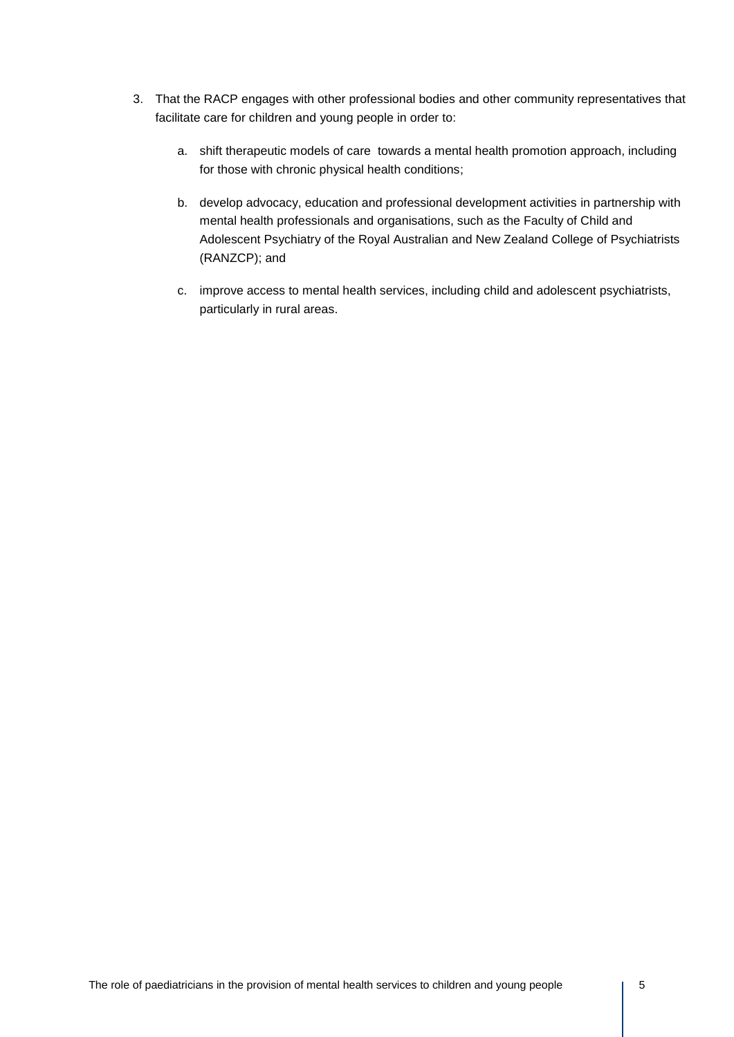3. That the RACP engages with other professional bodies and other community representatives that facilitate care for children and young people in order to:

    a. shift therapeutic models of care towards a mental health promotion approach, including for those with chronic physical health conditions;

    b. develop advocacy, education and professional development activities in partnership with mental health professionals and organisations, such as the Faculty of Child and Adolescent Psychiatry of the Royal Australian and New Zealand College of Psychiatrists (RANZCP); and

    c. improve access to mental health services, including child and adolescent psychiatrists, particularly in rural areas.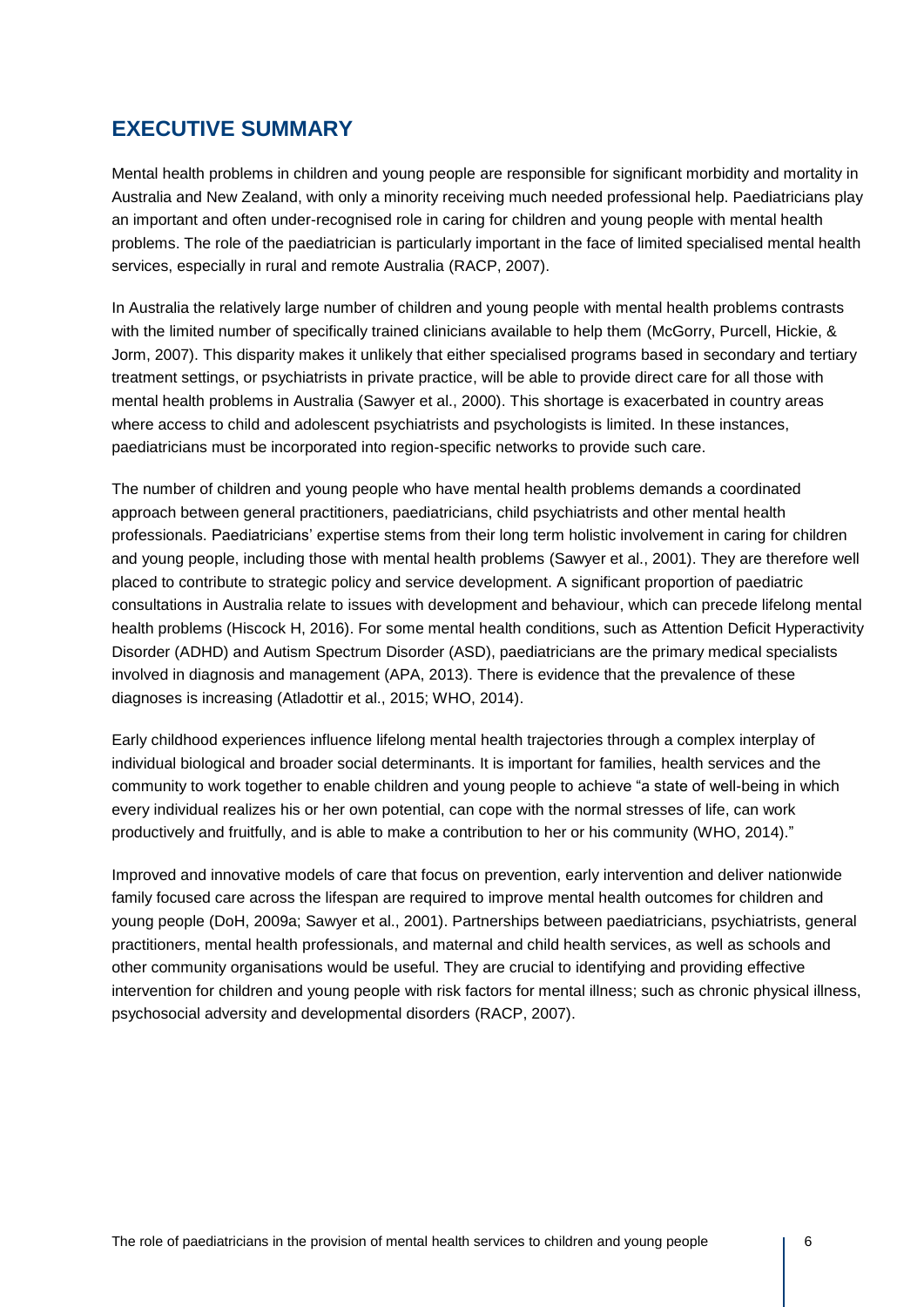## EXECUTIVE SUMMARY

Mental health problems in children and young people are responsible for significant morbidity and mortality in Australia and New Zealand, with only a minority receiving much needed professional help. Paediatricians play an important and often under-recognised role in caring for children and young people with mental health problems. The role of the paediatrician is particularly important in the face of limited specialised mental health services, especially in rural and remote Australia (RACP, 2007).

In Australia the relatively large number of children and young people with mental health problems contrasts with the limited number of specifically trained clinicians available to help them (McGorry, Purcell, Hickie, & Jorm, 2007). This disparity makes it unlikely that either specialised programs based in secondary and tertiary treatment settings, or psychiatrists in private practice, will be able to provide direct care for all those with mental health problems in Australia (Sawyer et al., 2000). This shortage is exacerbated in country areas where access to child and adolescent psychiatrists and psychologists is limited. In these instances, paediatricians must be incorporated into region-specific networks to provide such care.

The number of children and young people who have mental health problems demands a coordinated approach between general practitioners, paediatricians, child psychiatrists and other mental health professionals. Paediatricians' expertise stems from their long term holistic involvement in caring for children and young people, including those with mental health problems (Sawyer et al., 2001). They are therefore well placed to contribute to strategic policy and service development. A significant proportion of paediatric consultations in Australia relate to issues with development and behaviour, which can precede lifelong mental health problems (Hiscock H, 2016). For some mental health conditions, such as Attention Deficit Hyperactivity Disorder (ADHD) and Autism Spectrum Disorder (ASD), paediatricians are the primary medical specialists involved in diagnosis and management (APA, 2013). There is evidence that the prevalence of these diagnoses is increasing (Atladottir et al., 2015; WHO, 2014).

Early childhood experiences influence lifelong mental health trajectories through a complex interplay of individual biological and broader social determinants. It is important for families, health services and the community to work together to enable children and young people to achieve "a state of well-being in which every individual realizes his or her own potential, can cope with the normal stresses of life, can work productively and fruitfully, and is able to make a contribution to her or his community (WHO, 2014)."

Improved and innovative models of care that focus on prevention, early intervention and deliver nationwide family focused care across the lifespan are required to improve mental health outcomes for children and young people (DoH, 2009a; Sawyer et al., 2001). Partnerships between paediatricians, psychiatrists, general practitioners, mental health professionals, and maternal and child health services, as well as schools and other community organisations would be useful. They are crucial to identifying and providing effective intervention for children and young people with risk factors for mental illness; such as chronic physical illness, psychosocial adversity and developmental disorders (RACP, 2007).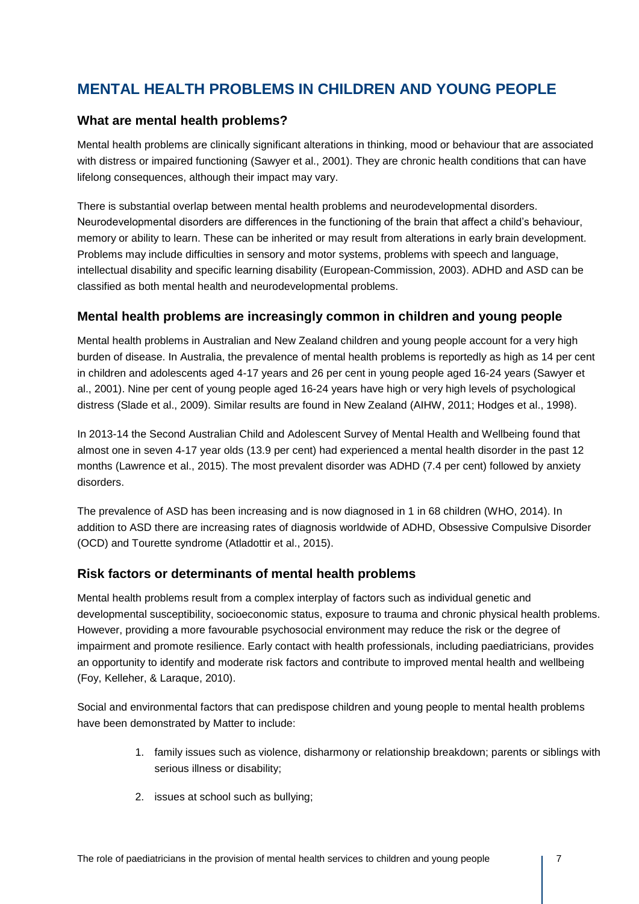# MENTAL HEALTH PROBLEMS IN CHILDREN AND YOUNG PEOPLE

## What are mental health problems?

Mental health problems are clinically significant alterations in thinking, mood or behaviour that are associated with distress or impaired functioning (Sawyer et al., 2001). They are chronic health conditions that can have lifelong consequences, although their impact may vary.

There is substantial overlap between mental health problems and neurodevelopmental disorders. Neurodevelopmental disorders are differences in the functioning of the brain that affect a child's behaviour, memory or ability to learn. These can be inherited or may result from alterations in early brain development. Problems may include difficulties in sensory and motor systems, problems with speech and language, intellectual disability and specific learning disability (European-Commission, 2003). ADHD and ASD can be classified as both mental health and neurodevelopmental problems.

## Mental health problems are increasingly common in children and young people

Mental health problems in Australian and New Zealand children and young people account for a very high burden of disease. In Australia, the prevalence of mental health problems is reportedly as high as 14 per cent in children and adolescents aged 4-17 years and 26 per cent in young people aged 16-24 years (Sawyer et al., 2001). Nine per cent of young people aged 16-24 years have high or very high levels of psychological distress (Slade et al., 2009). Similar results are found in New Zealand (AIHW, 2011; Hodges et al., 1998).

In 2013-14 the Second Australian Child and Adolescent Survey of Mental Health and Wellbeing found that almost one in seven 4-17 year olds (13.9 per cent) had experienced a mental health disorder in the past 12 months (Lawrence et al., 2015). The most prevalent disorder was ADHD (7.4 per cent) followed by anxiety disorders.

The prevalence of ASD has been increasing and is now diagnosed in 1 in 68 children (WHO, 2014). In addition to ASD there are increasing rates of diagnosis worldwide of ADHD, Obsessive Compulsive Disorder (OCD) and Tourette syndrome (Atladottir et al., 2015).

## Risk factors or determinants of mental health problems

Mental health problems result from a complex interplay of factors such as individual genetic and developmental susceptibility, socioeconomic status, exposure to trauma and chronic physical health problems. However, providing a more favourable psychosocial environment may reduce the risk or the degree of impairment and promote resilience. Early contact with health professionals, including paediatricians, provides an opportunity to identify and moderate risk factors and contribute to improved mental health and wellbeing (Foy, Kelleher, & Laraque, 2010).

Social and environmental factors that can predispose children and young people to mental health problems have been demonstrated by Matter to include:

1. family issues such as violence, disharmony or relationship breakdown; parents or siblings with serious illness or disability;
2. issues at school such as bullying;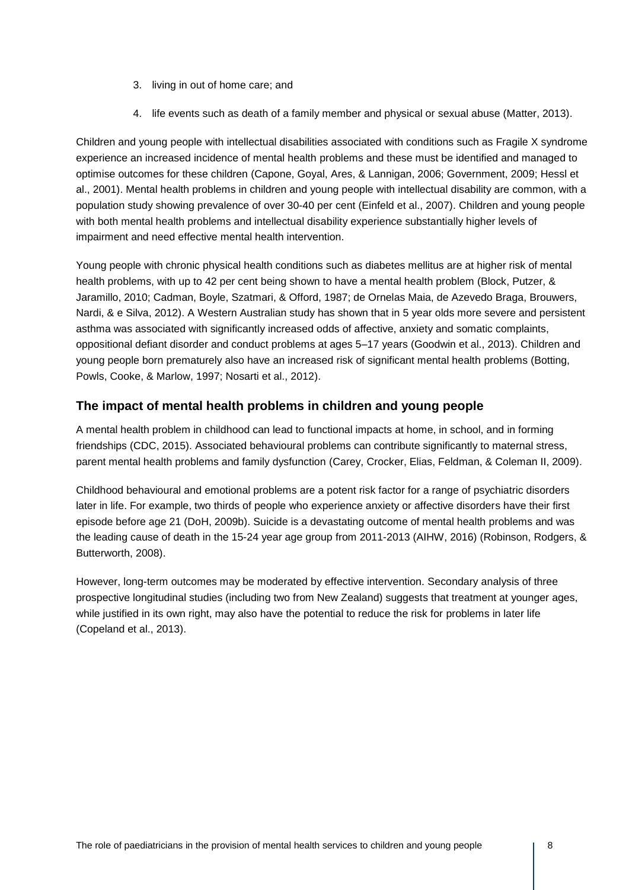3. living in out of home care; and
4. life events such as death of a family member and physical or sexual abuse (Matter, 2013).

Children and young people with intellectual disabilities associated with conditions such as Fragile X syndrome experience an increased incidence of mental health problems and these must be identified and managed to optimise outcomes for these children (Capone, Goyal, Ares, & Lannigan, 2006; Government, 2009; Hessl et al., 2001). Mental health problems in children and young people with intellectual disability are common, with a population study showing prevalence of over 30-40 per cent (Einfeld et al., 2007). Children and young people with both mental health problems and intellectual disability experience substantially higher levels of impairment and need effective mental health intervention.

Young people with chronic physical health conditions such as diabetes mellitus are at higher risk of mental health problems, with up to 42 per cent being shown to have a mental health problem (Block, Putzer, & Jaramillo, 2010; Cadman, Boyle, Szatmari, & Offord, 1987; de Ornelas Maia, de Azevedo Braga, Brouwers, Nardi, & e Silva, 2012). A Western Australian study has shown that in 5 year olds more severe and persistent asthma was associated with significantly increased odds of affective, anxiety and somatic complaints, oppositional defiant disorder and conduct problems at ages 5–17 years (Goodwin et al., 2013). Children and young people born prematurely also have an increased risk of significant mental health problems (Botting, Powls, Cooke, & Marlow, 1997; Nosarti et al., 2012).

## The impact of mental health problems in children and young people

A mental health problem in childhood can lead to functional impacts at home, in school, and in forming friendships (CDC, 2015). Associated behavioural problems can contribute significantly to maternal stress, parent mental health problems and family dysfunction (Carey, Crocker, Elias, Feldman, & Coleman II, 2009).

Childhood behavioural and emotional problems are a potent risk factor for a range of psychiatric disorders later in life. For example, two thirds of people who experience anxiety or affective disorders have their first episode before age 21 (DoH, 2009b). Suicide is a devastating outcome of mental health problems and was the leading cause of death in the 15-24 year age group from 2011-2013 (AIHW, 2016) (Robinson, Rodgers, & Butterworth, 2008).

However, long-term outcomes may be moderated by effective intervention. Secondary analysis of three prospective longitudinal studies (including two from New Zealand) suggests that treatment at younger ages, while justified in its own right, may also have the potential to reduce the risk for problems in later life (Copeland et al., 2013).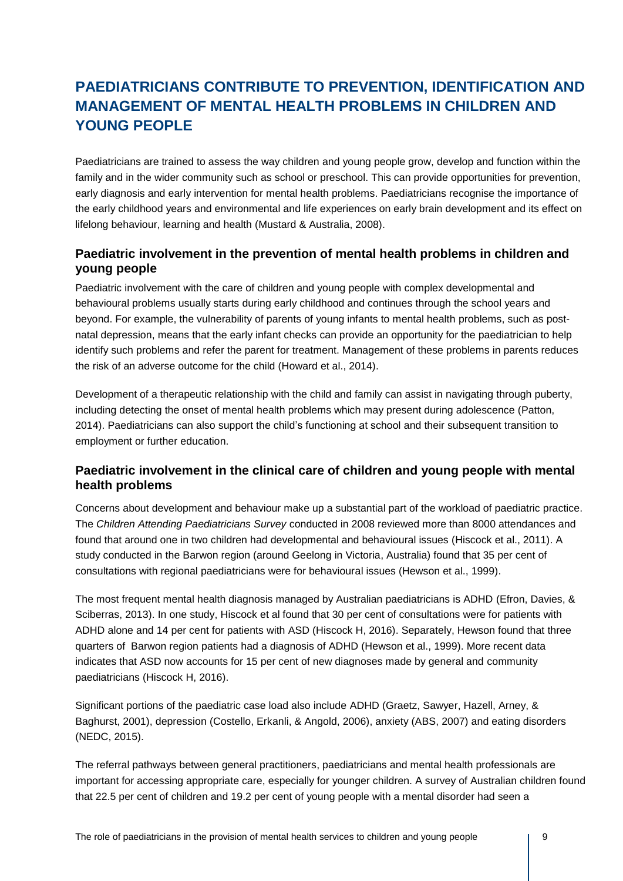# PAEDIATRICIANS CONTRIBUTE TO PREVENTION, IDENTIFICATION AND MANAGEMENT OF MENTAL HEALTH PROBLEMS IN CHILDREN AND YOUNG PEOPLE

Paediatricians are trained to assess the way children and young people grow, develop and function within the family and in the wider community such as school or preschool. This can provide opportunities for prevention, early diagnosis and early intervention for mental health problems. Paediatricians recognise the importance of the early childhood years and environmental and life experiences on early brain development and its effect on lifelong behaviour, learning and health (Mustard & Australia, 2008).

## Paediatric involvement in the prevention of mental health problems in children and young people

Paediatric involvement with the care of children and young people with complex developmental and behavioural problems usually starts during early childhood and continues through the school years and beyond. For example, the vulnerability of parents of young infants to mental health problems, such as post-natal depression, means that the early infant checks can provide an opportunity for the paediatrician to help identify such problems and refer the parent for treatment. Management of these problems in parents reduces the risk of an adverse outcome for the child (Howard et al., 2014).

Development of a therapeutic relationship with the child and family can assist in navigating through puberty, including detecting the onset of mental health problems which may present during adolescence (Patton, 2014). Paediatricians can also support the child's functioning at school and their subsequent transition to employment or further education.

## Paediatric involvement in the clinical care of children and young people with mental health problems

Concerns about development and behaviour make up a substantial part of the workload of paediatric practice. The *Children Attending Paediatricians Survey* conducted in 2008 reviewed more than 8000 attendances and found that around one in two children had developmental and behavioural issues (Hiscock et al., 2011). A study conducted in the Barwon region (around Geelong in Victoria, Australia) found that 35 per cent of consultations with regional paediatricians were for behavioural issues (Hewson et al., 1999).

The most frequent mental health diagnosis managed by Australian paediatricians is ADHD (Efron, Davies, & Sciberras, 2013). In one study, Hiscock et al found that 30 per cent of consultations were for patients with ADHD alone and 14 per cent for patients with ASD (Hiscock H, 2016). Separately, Hewson found that three quarters of Barwon region patients had a diagnosis of ADHD (Hewson et al., 1999). More recent data indicates that ASD now accounts for 15 per cent of new diagnoses made by general and community paediatricians (Hiscock H, 2016).

Significant portions of the paediatric case load also include ADHD (Graetz, Sawyer, Hazell, Arney, & Baghurst, 2001), depression (Costello, Erkanli, & Angold, 2006), anxiety (ABS, 2007) and eating disorders (NEDC, 2015).

The referral pathways between general practitioners, paediatricians and mental health professionals are important for accessing appropriate care, especially for younger children. A survey of Australian children found that 22.5 per cent of children and 19.2 per cent of young people with a mental disorder had seen a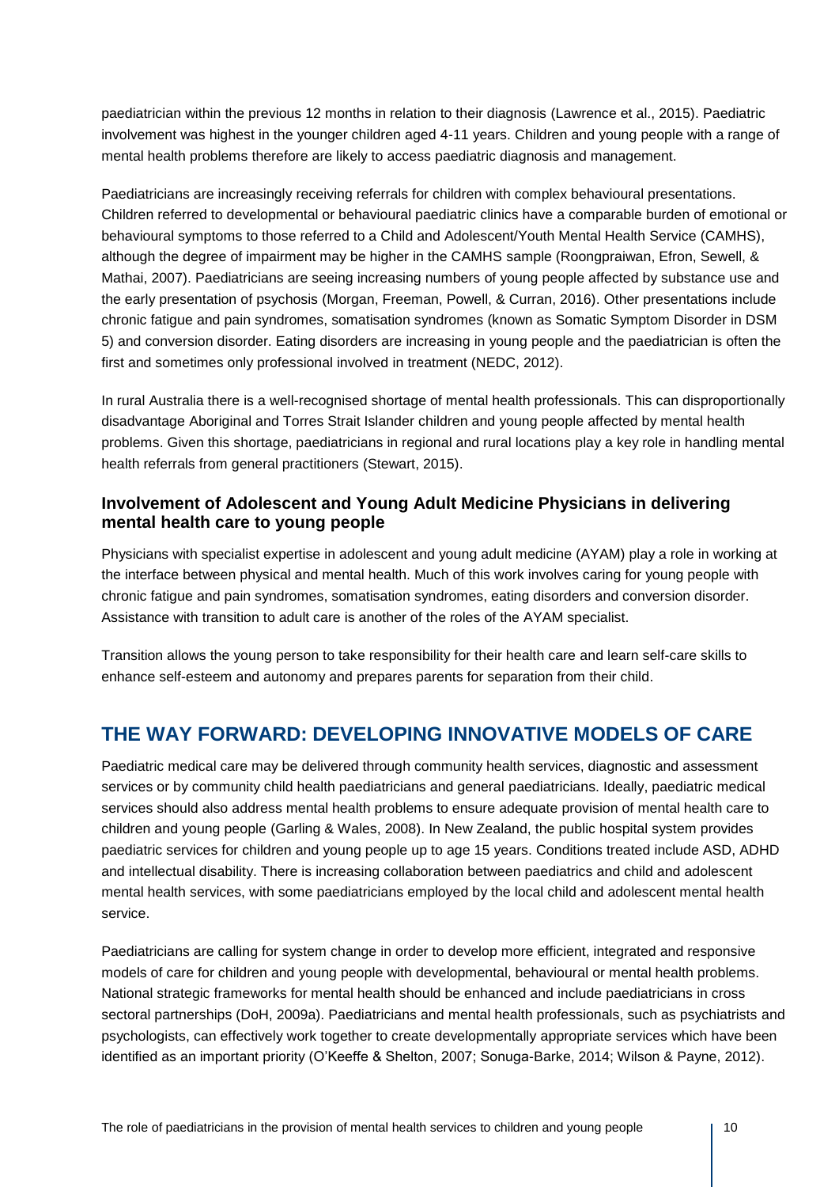paediatrician within the previous 12 months in relation to their diagnosis (Lawrence et al., 2015). Paediatric involvement was highest in the younger children aged 4-11 years. Children and young people with a range of mental health problems therefore are likely to access paediatric diagnosis and management.

Paediatricians are increasingly receiving referrals for children with complex behavioural presentations. Children referred to developmental or behavioural paediatric clinics have a comparable burden of emotional or behavioural symptoms to those referred to a Child and Adolescent/Youth Mental Health Service (CAMHS), although the degree of impairment may be higher in the CAMHS sample (Roongpraiwan, Efron, Sewell, & Mathai, 2007). Paediatricians are seeing increasing numbers of young people affected by substance use and the early presentation of psychosis (Morgan, Freeman, Powell, & Curran, 2016). Other presentations include chronic fatigue and pain syndromes, somatisation syndromes (known as Somatic Symptom Disorder in DSM 5) and conversion disorder. Eating disorders are increasing in young people and the paediatrician is often the first and sometimes only professional involved in treatment (NEDC, 2012).

In rural Australia there is a well-recognised shortage of mental health professionals. This can disproportionally disadvantage Aboriginal and Torres Strait Islander children and young people affected by mental health problems. Given this shortage, paediatricians in regional and rural locations play a key role in handling mental health referrals from general practitioners (Stewart, 2015).

### Involvement of Adolescent and Young Adult Medicine Physicians in delivering mental health care to young people

Physicians with specialist expertise in adolescent and young adult medicine (AYAM) play a role in working at the interface between physical and mental health. Much of this work involves caring for young people with chronic fatigue and pain syndromes, somatisation syndromes, eating disorders and conversion disorder. Assistance with transition to adult care is another of the roles of the AYAM specialist.

Transition allows the young person to take responsibility for their health care and learn self-care skills to enhance self-esteem and autonomy and prepares parents for separation from their child.

## THE WAY FORWARD: DEVELOPING INNOVATIVE MODELS OF CARE

Paediatric medical care may be delivered through community health services, diagnostic and assessment services or by community child health paediatricians and general paediatricians. Ideally, paediatric medical services should also address mental health problems to ensure adequate provision of mental health care to children and young people (Garling & Wales, 2008). In New Zealand, the public hospital system provides paediatric services for children and young people up to age 15 years. Conditions treated include ASD, ADHD and intellectual disability. There is increasing collaboration between paediatrics and child and adolescent mental health services, with some paediatricians employed by the local child and adolescent mental health service.

Paediatricians are calling for system change in order to develop more efficient, integrated and responsive models of care for children and young people with developmental, behavioural or mental health problems. National strategic frameworks for mental health should be enhanced and include paediatricians in cross sectoral partnerships (DoH, 2009a). Paediatricians and mental health professionals, such as psychiatrists and psychologists, can effectively work together to create developmentally appropriate services which have been identified as an important priority (O'Keeffe & Shelton, 2007; Sonuga-Barke, 2014; Wilson & Payne, 2012).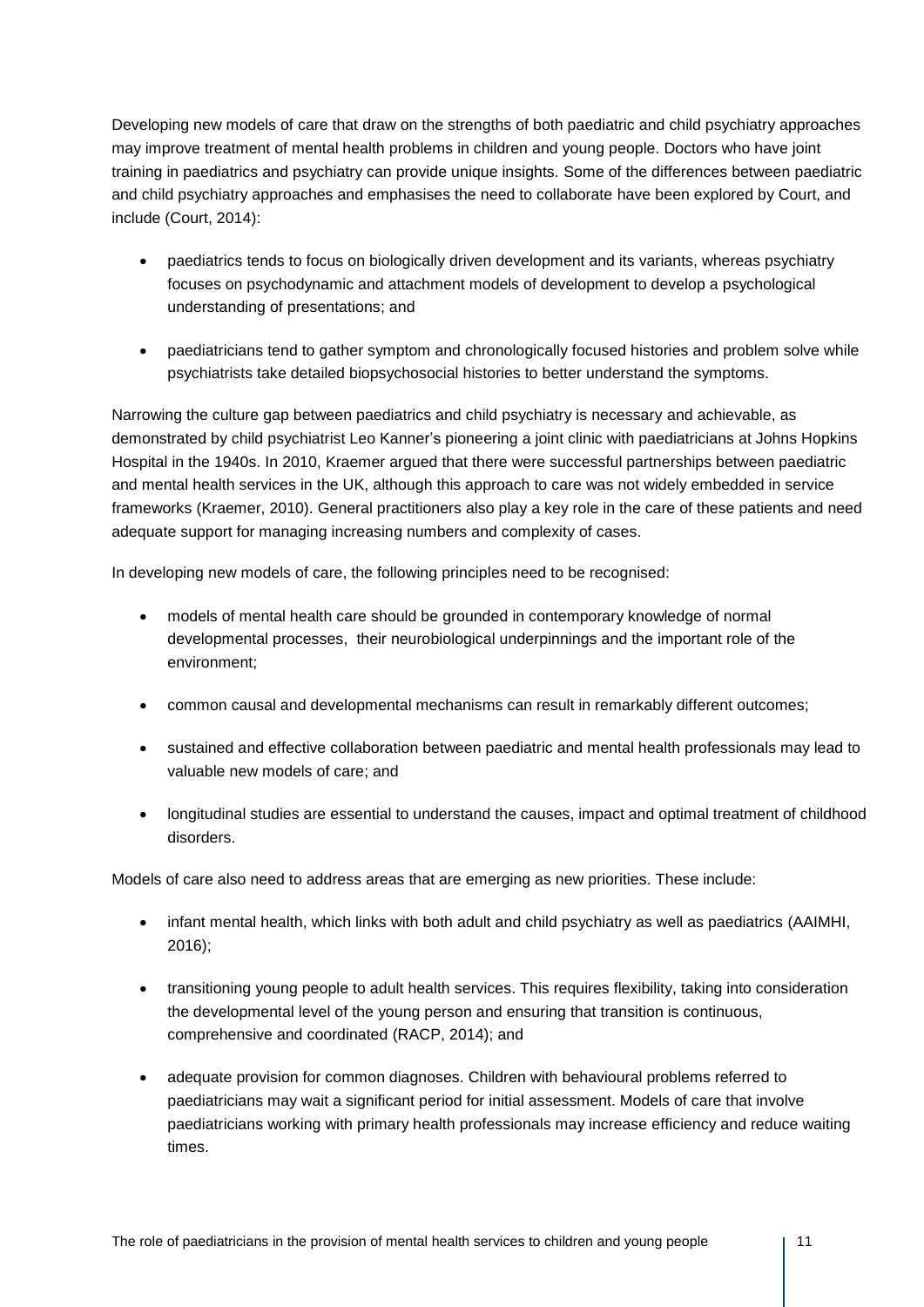Developing new models of care that draw on the strengths of both paediatric and child psychiatry approaches may improve treatment of mental health problems in children and young people. Doctors who have joint training in paediatrics and psychiatry can provide unique insights. Some of the differences between paediatric and child psychiatry approaches and emphasises the need to collaborate have been explored by Court, and include (Court, 2014):

- paediatrics tends to focus on biologically driven development and its variants, whereas psychiatry focuses on psychodynamic and attachment models of development to develop a psychological understanding of presentations; and
- paediatricians tend to gather symptom and chronologically focused histories and problem solve while psychiatrists take detailed biopsychosocial histories to better understand the symptoms.

Narrowing the culture gap between paediatrics and child psychiatry is necessary and achievable, as demonstrated by child psychiatrist Leo Kanner's pioneering a joint clinic with paediatricians at Johns Hopkins Hospital in the 1940s. In 2010, Kraemer argued that there were successful partnerships between paediatric and mental health services in the UK, although this approach to care was not widely embedded in service frameworks (Kraemer, 2010). General practitioners also play a key role in the care of these patients and need adequate support for managing increasing numbers and complexity of cases.

In developing new models of care, the following principles need to be recognised:

- models of mental health care should be grounded in contemporary knowledge of normal developmental processes, their neurobiological underpinnings and the important role of the environment;
- common causal and developmental mechanisms can result in remarkably different outcomes;
- sustained and effective collaboration between paediatric and mental health professionals may lead to valuable new models of care; and
- longitudinal studies are essential to understand the causes, impact and optimal treatment of childhood disorders.

Models of care also need to address areas that are emerging as new priorities. These include:

- infant mental health, which links with both adult and child psychiatry as well as paediatrics (AAIMHI, 2016);
- transitioning young people to adult health services. This requires flexibility, taking into consideration the developmental level of the young person and ensuring that transition is continuous, comprehensive and coordinated (RACP, 2014); and
- adequate provision for common diagnoses. Children with behavioural problems referred to paediatricians may wait a significant period for initial assessment. Models of care that involve paediatricians working with primary health professionals may increase efficiency and reduce waiting times.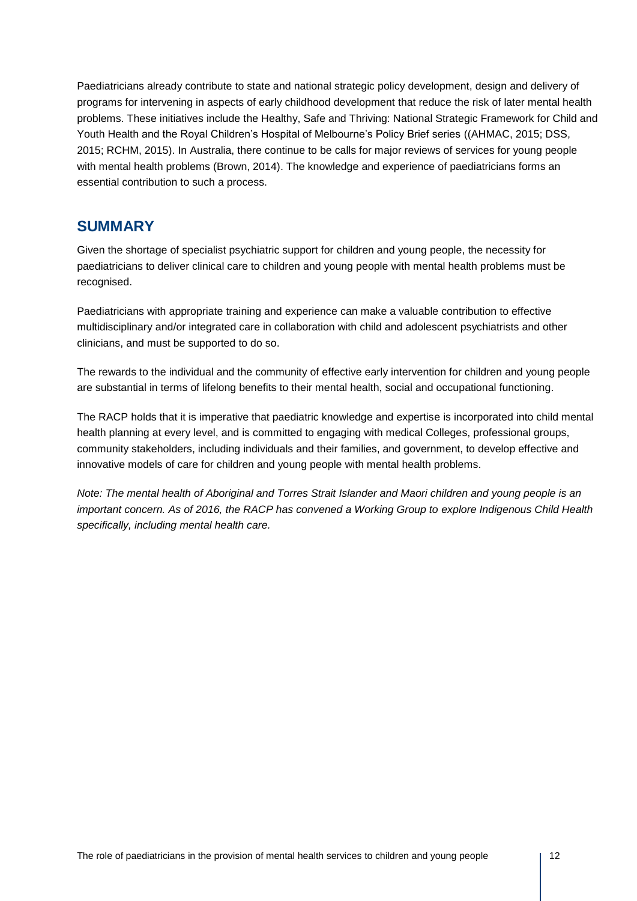Paediatricians already contribute to state and national strategic policy development, design and delivery of programs for intervening in aspects of early childhood development that reduce the risk of later mental health problems. These initiatives include the Healthy, Safe and Thriving: National Strategic Framework for Child and Youth Health and the Royal Children's Hospital of Melbourne's Policy Brief series ((AHMAC, 2015; DSS, 2015; RCHM, 2015). In Australia, there continue to be calls for major reviews of services for young people with mental health problems (Brown, 2014). The knowledge and experience of paediatricians forms an essential contribution to such a process.

## SUMMARY

Given the shortage of specialist psychiatric support for children and young people, the necessity for paediatricians to deliver clinical care to children and young people with mental health problems must be recognised.

Paediatricians with appropriate training and experience can make a valuable contribution to effective multidisciplinary and/or integrated care in collaboration with child and adolescent psychiatrists and other clinicians, and must be supported to do so.

The rewards to the individual and the community of effective early intervention for children and young people are substantial in terms of lifelong benefits to their mental health, social and occupational functioning.

The RACP holds that it is imperative that paediatric knowledge and expertise is incorporated into child mental health planning at every level, and is committed to engaging with medical Colleges, professional groups, community stakeholders, including individuals and their families, and government, to develop effective and innovative models of care for children and young people with mental health problems.

*Note: The mental health of Aboriginal and Torres Strait Islander and Maori children and young people is an important concern. As of 2016, the RACP has convened a Working Group to explore Indigenous Child Health specifically, including mental health care.*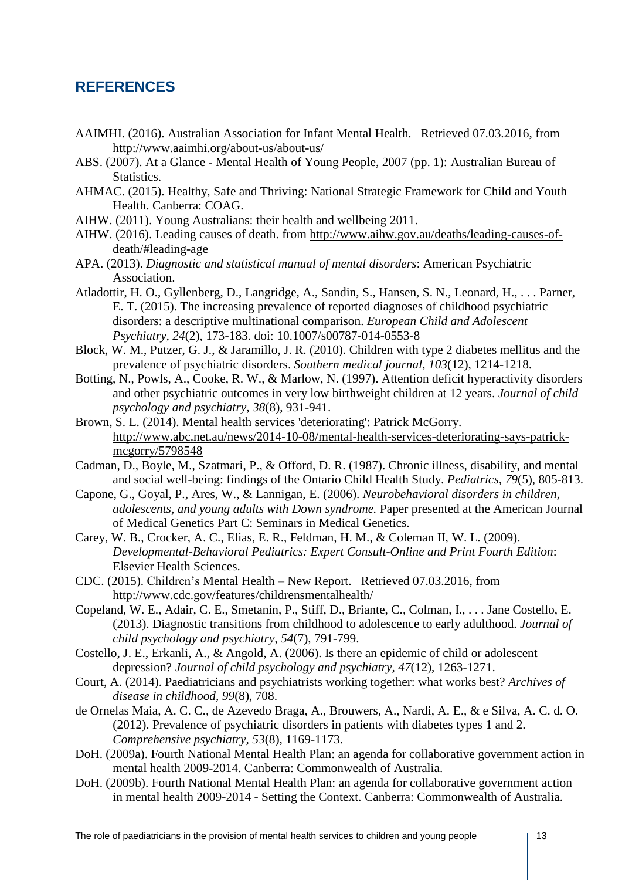## REFERENCES

AAIMHI. (2016). Australian Association for Infant Mental Health. Retrieved 07.03.2016, from http://www.aaimhi.org/about-us/about-us/

ABS. (2007). At a Glance - Mental Health of Young People, 2007 (pp. 1): Australian Bureau of Statistics.

AHMAC. (2015). Healthy, Safe and Thriving: National Strategic Framework for Child and Youth Health. Canberra: COAG.

AIHW. (2011). Young Australians: their health and wellbeing 2011.

AIHW. (2016). Leading causes of death. from http://www.aihw.gov.au/deaths/leading-causes-of-death/#leading-age

APA. (2013). *Diagnostic and statistical manual of mental disorders*: American Psychiatric Association.

Atladottir, H. O., Gyllenberg, D., Langridge, A., Sandin, S., Hansen, S. N., Leonard, H., . . . Parner, E. T. (2015). The increasing prevalence of reported diagnoses of childhood psychiatric disorders: a descriptive multinational comparison. *European Child and Adolescent Psychiatry, 24*(2), 173-183. doi: 10.1007/s00787-014-0553-8

Block, W. M., Putzer, G. J., & Jaramillo, J. R. (2010). Children with type 2 diabetes mellitus and the prevalence of psychiatric disorders. *Southern medical journal, 103*(12), 1214-1218.

Botting, N., Powls, A., Cooke, R. W., & Marlow, N. (1997). Attention deficit hyperactivity disorders and other psychiatric outcomes in very low birthweight children at 12 years. *Journal of child psychology and psychiatry, 38*(8), 931-941.

Brown, S. L. (2014). Mental health services 'deteriorating': Patrick McGorry. http://www.abc.net.au/news/2014-10-08/mental-health-services-deteriorating-says-patrick-mcgorry/5798548

Cadman, D., Boyle, M., Szatmari, P., & Offord, D. R. (1987). Chronic illness, disability, and mental and social well-being: findings of the Ontario Child Health Study. *Pediatrics, 79*(5), 805-813.

Capone, G., Goyal, P., Ares, W., & Lannigan, E. (2006). *Neurobehavioral disorders in children, adolescents, and young adults with Down syndrome.* Paper presented at the American Journal of Medical Genetics Part C: Seminars in Medical Genetics.

Carey, W. B., Crocker, A. C., Elias, E. R., Feldman, H. M., & Coleman II, W. L. (2009). *Developmental-Behavioral Pediatrics: Expert Consult-Online and Print Fourth Edition*: Elsevier Health Sciences.

CDC. (2015). Children's Mental Health – New Report. Retrieved 07.03.2016, from http://www.cdc.gov/features/childrensmentalhealth/

Copeland, W. E., Adair, C. E., Smetanin, P., Stiff, D., Briante, C., Colman, I., . . . Jane Costello, E. (2013). Diagnostic transitions from childhood to adolescence to early adulthood. *Journal of child psychology and psychiatry, 54*(7), 791-799.

Costello, J. E., Erkanli, A., & Angold, A. (2006). Is there an epidemic of child or adolescent depression? *Journal of child psychology and psychiatry, 47*(12), 1263-1271.

Court, A. (2014). Paediatricians and psychiatrists working together: what works best? *Archives of disease in childhood, 99*(8), 708.

de Ornelas Maia, A. C. C., de Azevedo Braga, A., Brouwers, A., Nardi, A. E., & e Silva, A. C. d. O. (2012). Prevalence of psychiatric disorders in patients with diabetes types 1 and 2. *Comprehensive psychiatry, 53*(8), 1169-1173.

DoH. (2009a). Fourth National Mental Health Plan: an agenda for collaborative government action in mental health 2009-2014. Canberra: Commonwealth of Australia.

DoH. (2009b). Fourth National Mental Health Plan: an agenda for collaborative government action in mental health 2009-2014 - Setting the Context. Canberra: Commonwealth of Australia.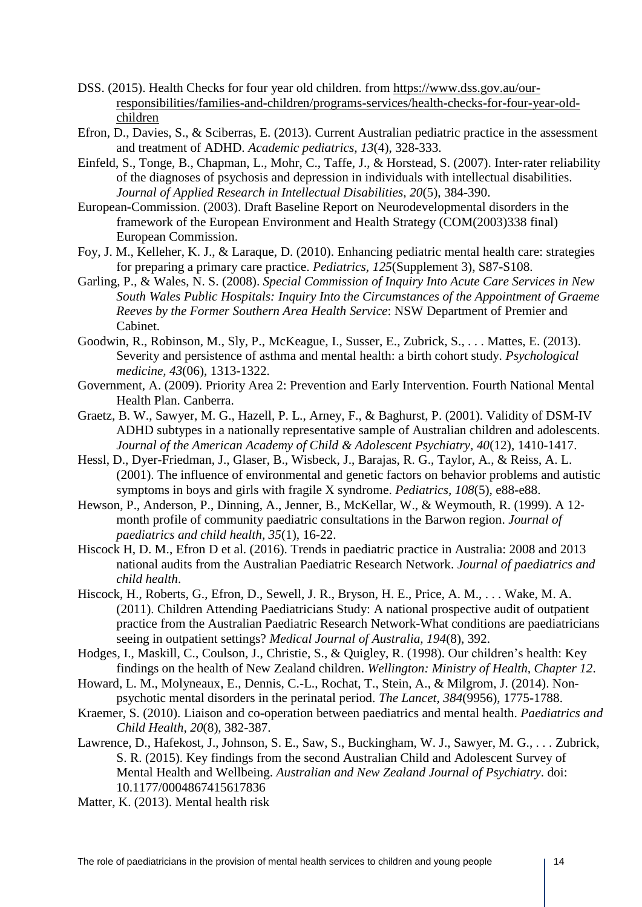DSS. (2015). Health Checks for four year old children. from https://www.dss.gov.au/our-responsibilities/families-and-children/programs-services/health-checks-for-four-year-old-children

Efron, D., Davies, S., & Sciberras, E. (2013). Current Australian pediatric practice in the assessment and treatment of ADHD. *Academic pediatrics, 13*(4), 328-333.

Einfeld, S., Tonge, B., Chapman, L., Mohr, C., Taffe, J., & Horstead, S. (2007). Inter-rater reliability of the diagnoses of psychosis and depression in individuals with intellectual disabilities. *Journal of Applied Research in Intellectual Disabilities, 20*(5), 384-390.

European-Commission. (2003). Draft Baseline Report on Neurodevelopmental disorders in the framework of the European Environment and Health Strategy (COM(2003)338 final) European Commission.

Foy, J. M., Kelleher, K. J., & Laraque, D. (2010). Enhancing pediatric mental health care: strategies for preparing a primary care practice. *Pediatrics, 125*(Supplement 3), S87-S108.

Garling, P., & Wales, N. S. (2008). *Special Commission of Inquiry Into Acute Care Services in New South Wales Public Hospitals: Inquiry Into the Circumstances of the Appointment of Graeme Reeves by the Former Southern Area Health Service*: NSW Department of Premier and Cabinet.

Goodwin, R., Robinson, M., Sly, P., McKeague, I., Susser, E., Zubrick, S., . . . Mattes, E. (2013). Severity and persistence of asthma and mental health: a birth cohort study. *Psychological medicine, 43*(06), 1313-1322.

Government, A. (2009). Priority Area 2: Prevention and Early Intervention. Fourth National Mental Health Plan. Canberra.

Graetz, B. W., Sawyer, M. G., Hazell, P. L., Arney, F., & Baghurst, P. (2001). Validity of DSM-IV ADHD subtypes in a nationally representative sample of Australian children and adolescents. *Journal of the American Academy of Child & Adolescent Psychiatry, 40*(12), 1410-1417.

Hessl, D., Dyer-Friedman, J., Glaser, B., Wisbeck, J., Barajas, R. G., Taylor, A., & Reiss, A. L. (2001). The influence of environmental and genetic factors on behavior problems and autistic symptoms in boys and girls with fragile X syndrome. *Pediatrics, 108*(5), e88-e88.

Hewson, P., Anderson, P., Dinning, A., Jenner, B., McKellar, W., & Weymouth, R. (1999). A 12-month profile of community paediatric consultations in the Barwon region. *Journal of paediatrics and child health, 35*(1), 16-22.

Hiscock H, D. M., Efron D et al. (2016). Trends in paediatric practice in Australia: 2008 and 2013 national audits from the Australian Paediatric Research Network. *Journal of paediatrics and child health*.

Hiscock, H., Roberts, G., Efron, D., Sewell, J. R., Bryson, H. E., Price, A. M., . . . Wake, M. A. (2011). Children Attending Paediatricians Study: A national prospective audit of outpatient practice from the Australian Paediatric Research Network-What conditions are paediatricians seeing in outpatient settings? *Medical Journal of Australia, 194*(8), 392.

Hodges, I., Maskill, C., Coulson, J., Christie, S., & Quigley, R. (1998). Our children's health: Key findings on the health of New Zealand children. *Wellington: Ministry of Health, Chapter 12*.

Howard, L. M., Molyneaux, E., Dennis, C.-L., Rochat, T., Stein, A., & Milgrom, J. (2014). Non-psychotic mental disorders in the perinatal period. *The Lancet, 384*(9956), 1775-1788.

Kraemer, S. (2010). Liaison and co-operation between paediatrics and mental health. *Paediatrics and Child Health, 20*(8), 382-387.

Lawrence, D., Hafekost, J., Johnson, S. E., Saw, S., Buckingham, W. J., Sawyer, M. G., . . . Zubrick, S. R. (2015). Key findings from the second Australian Child and Adolescent Survey of Mental Health and Wellbeing. *Australian and New Zealand Journal of Psychiatry*. doi: 10.1177/0004867415617836

Matter, K. (2013). Mental health risk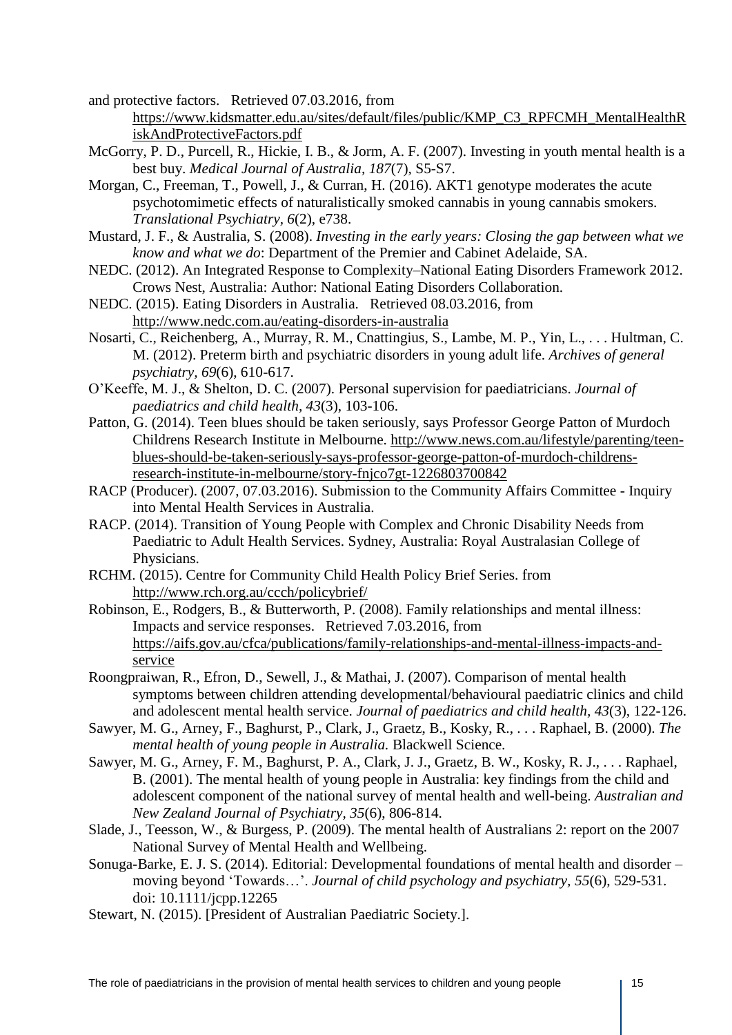and protective factors. Retrieved 07.03.2016, from https://www.kidsmatter.edu.au/sites/default/files/public/KMP_C3_RPFCMH_MentalHealthRiskAndProtectiveFactors.pdf

McGorry, P. D., Purcell, R., Hickie, I. B., & Jorm, A. F. (2007). Investing in youth mental health is a best buy. *Medical Journal of Australia, 187*(7), S5-S7.

Morgan, C., Freeman, T., Powell, J., & Curran, H. (2016). AKT1 genotype moderates the acute psychotomimetic effects of naturalistically smoked cannabis in young cannabis smokers. *Translational Psychiatry, 6*(2), e738.

Mustard, J. F., & Australia, S. (2008). *Investing in the early years: Closing the gap between what we know and what we do*: Department of the Premier and Cabinet Adelaide, SA.

NEDC. (2012). An Integrated Response to Complexity–National Eating Disorders Framework 2012. Crows Nest, Australia: Author: National Eating Disorders Collaboration.

NEDC. (2015). Eating Disorders in Australia. Retrieved 08.03.2016, from http://www.nedc.com.au/eating-disorders-in-australia

Nosarti, C., Reichenberg, A., Murray, R. M., Cnattingius, S., Lambe, M. P., Yin, L., . . . Hultman, C. M. (2012). Preterm birth and psychiatric disorders in young adult life. *Archives of general psychiatry, 69*(6), 610-617.

O'Keeffe, M. J., & Shelton, D. C. (2007). Personal supervision for paediatricians. *Journal of paediatrics and child health, 43*(3), 103-106.

Patton, G. (2014). Teen blues should be taken seriously, says Professor George Patton of Murdoch Childrens Research Institute in Melbourne. http://www.news.com.au/lifestyle/parenting/teen-blues-should-be-taken-seriously-says-professor-george-patton-of-murdoch-childrens-research-institute-in-melbourne/story-fnjco7gt-1226803700842

RACP (Producer). (2007, 07.03.2016). Submission to the Community Affairs Committee - Inquiry into Mental Health Services in Australia.

RACP. (2014). Transition of Young People with Complex and Chronic Disability Needs from Paediatric to Adult Health Services. Sydney, Australia: Royal Australasian College of Physicians.

RCHM. (2015). Centre for Community Child Health Policy Brief Series. from http://www.rch.org.au/ccch/policybrief/

Robinson, E., Rodgers, B., & Butterworth, P. (2008). Family relationships and mental illness: Impacts and service responses. Retrieved 7.03.2016, from https://aifs.gov.au/cfca/publications/family-relationships-and-mental-illness-impacts-and-service

Roongpraiwan, R., Efron, D., Sewell, J., & Mathai, J. (2007). Comparison of mental health symptoms between children attending developmental/behavioural paediatric clinics and child and adolescent mental health service. *Journal of paediatrics and child health, 43*(3), 122-126.

Sawyer, M. G., Arney, F., Baghurst, P., Clark, J., Graetz, B., Kosky, R., . . . Raphael, B. (2000). *The mental health of young people in Australia.* Blackwell Science.

Sawyer, M. G., Arney, F. M., Baghurst, P. A., Clark, J. J., Graetz, B. W., Kosky, R. J., . . . Raphael, B. (2001). The mental health of young people in Australia: key findings from the child and adolescent component of the national survey of mental health and well-being. *Australian and New Zealand Journal of Psychiatry, 35*(6), 806-814.

Slade, J., Teesson, W., & Burgess, P. (2009). The mental health of Australians 2: report on the 2007 National Survey of Mental Health and Wellbeing.

Sonuga-Barke, E. J. S. (2014). Editorial: Developmental foundations of mental health and disorder – moving beyond 'Towards…'. *Journal of child psychology and psychiatry, 55*(6), 529-531. doi: 10.1111/jcpp.12265

Stewart, N. (2015). [President of Australian Paediatric Society.].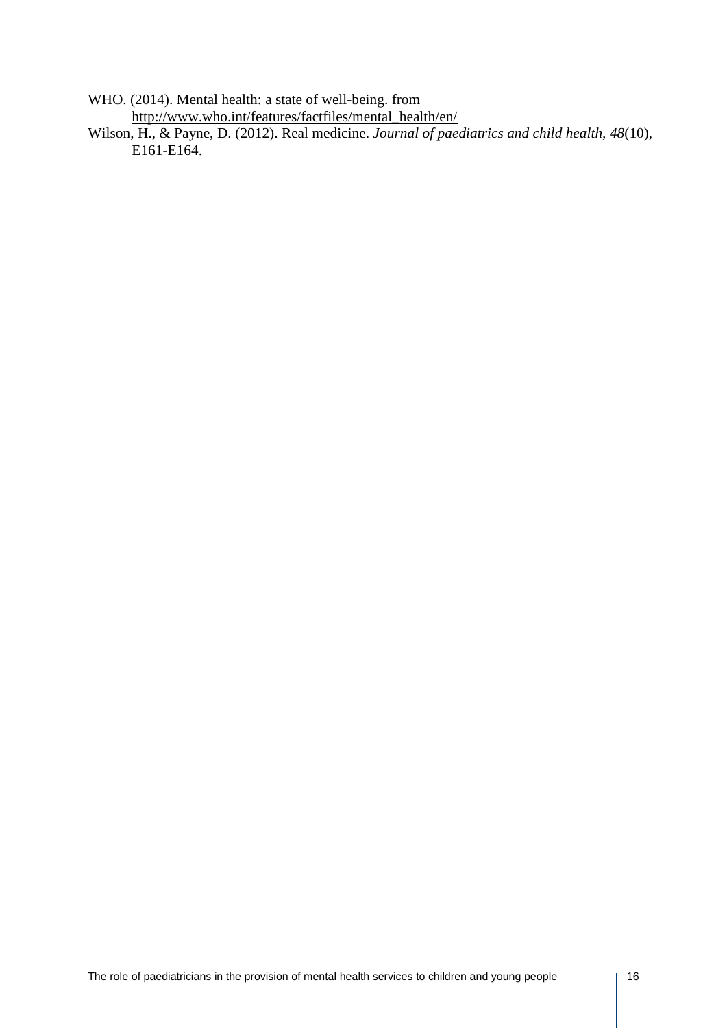WHO. (2014). Mental health: a state of well-being. from http://www.who.int/features/factfiles/mental_health/en/

Wilson, H., & Payne, D. (2012). Real medicine. *Journal of paediatrics and child health*, *48*(10), E161-E164.